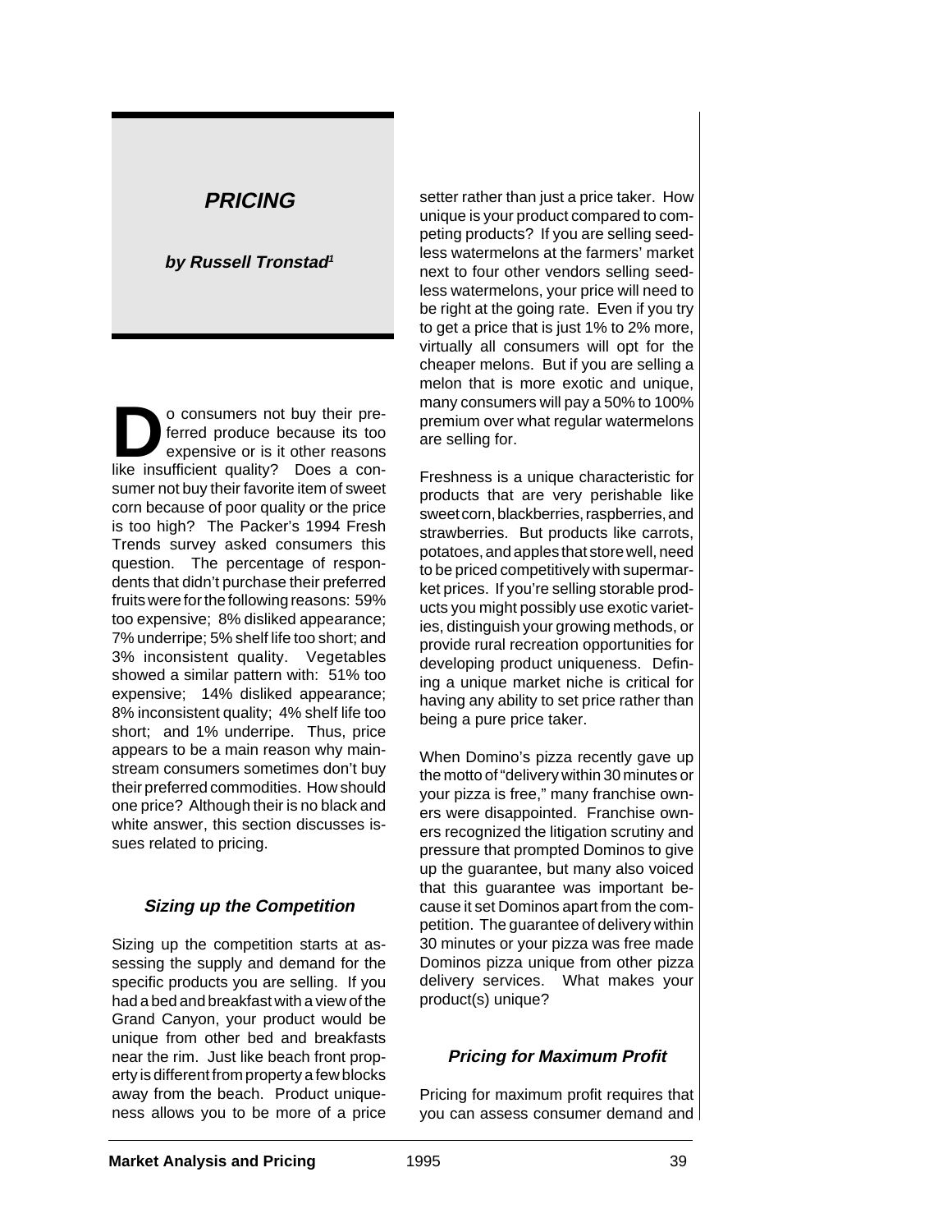# PRICING

**by Russell Tronstad[1]**

Do consumers not buy their preferred produce because its too expensive or is it other reasons like insufficient quality? Does a consumer not buy their favorite item of sweet corn because of poor quality or the price is too high? The Packer's 1994 Fresh Trends survey asked consumers this question. The percentage of respondents that didn't purchase their preferred fruits were for the following reasons: 59% too expensive; 8% disliked appearance; 7% underripe; 5% shelf life too short; and 3% inconsistent quality. Vegetables showed a similar pattern with: 51% too expensive; 14% disliked appearance; 8% inconsistent quality; 4% shelf life too short; and 1% underripe. Thus, price appears to be a main reason why mainstream consumers sometimes don't buy their preferred commodities. How should one price? Although their is no black and white answer, this section discusses issues related to pricing.

## *Sizing up the Competition*

Sizing up the competition starts at assessing the supply and demand for the specific products you are selling. If you had a bed and breakfast with a view of the Grand Canyon, your product would be unique from other bed and breakfasts near the rim. Just like beach front property is different from property a few blocks away from the beach. Product uniqueness allows you to be more of a price setter rather than just a price taker. How unique is your product compared to competing products? If you are selling seedless watermelons at the farmers' market next to four other vendors selling seedless watermelons, your price will need to be right at the going rate. Even if you try to get a price that is just 1% to 2% more, virtually all consumers will opt for the cheaper melons. But if you are selling a melon that is more exotic and unique, many consumers will pay a 50% to 100% premium over what regular watermelons are selling for.

Freshness is a unique characteristic for products that are very perishable like sweet corn, blackberries, raspberries, and strawberries. But products like carrots, potatoes, and apples that store well, need to be priced competitively with supermarket prices. If you're selling storable products you might possibly use exotic varieties, distinguish your growing methods, or provide rural recreation opportunities for developing product uniqueness. Defining a unique market niche is critical for having any ability to set price rather than being a pure price taker.

When Domino's pizza recently gave up the motto of "delivery within 30 minutes or your pizza is free," many franchise owners were disappointed. Franchise owners recognized the litigation scrutiny and pressure that prompted Dominos to give up the guarantee, but many also voiced that this guarantee was important because it set Dominos apart from the competition. The guarantee of delivery within 30 minutes or your pizza was free made Dominos pizza unique from other pizza delivery services. What makes your product(s) unique?

## *Pricing for Maximum Profit*

Pricing for maximum profit requires that you can assess consumer demand and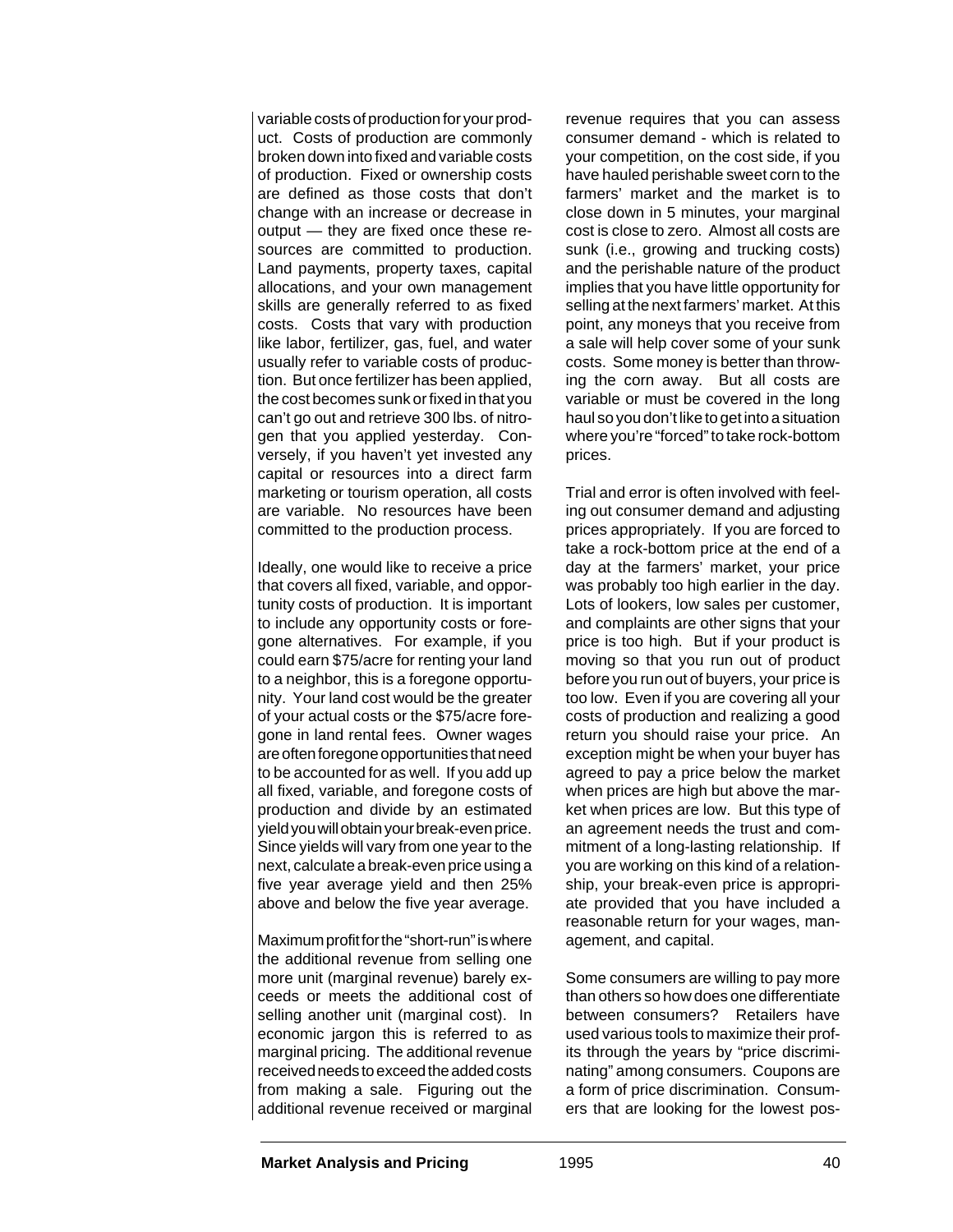variable costs of production for your product. Costs of production are commonly broken down into fixed and variable costs of production. Fixed or ownership costs are defined as those costs that don't change with an increase or decrease in output — they are fixed once these resources are committed to production. Land payments, property taxes, capital allocations, and your own management skills are generally referred to as fixed costs. Costs that vary with production like labor, fertilizer, gas, fuel, and water usually refer to variable costs of production. But once fertilizer has been applied, the cost becomes sunk or fixed in that you can't go out and retrieve 300 lbs. of nitrogen that you applied yesterday. Conversely, if you haven't yet invested any capital or resources into a direct farm marketing or tourism operation, all costs are variable. No resources have been committed to the production process.

Ideally, one would like to receive a price that covers all fixed, variable, and opportunity costs of production. It is important to include any opportunity costs or foregone alternatives. For example, if you could earn $75/acre for renting your land to a neighbor, this is a foregone opportunity. Your land cost would be the greater of your actual costs or the $75/acre foregone in land rental fees. Owner wages are often foregone opportunities that need to be accounted for as well. If you add up all fixed, variable, and foregone costs of production and divide by an estimated yield you will obtain your break-even price. Since yields will vary from one year to the next, calculate a break-even price using a five year average yield and then 25% above and below the five year average.

Maximum profit for the "short-run" is where the additional revenue from selling one more unit (marginal revenue) barely exceeds or meets the additional cost of selling another unit (marginal cost). In economic jargon this is referred to as marginal pricing. The additional revenue received needs to exceed the added costs from making a sale. Figuring out the additional revenue received or marginal revenue requires that you can assess consumer demand - which is related to your competition, on the cost side, if you have hauled perishable sweet corn to the farmers' market and the market is to close down in 5 minutes, your marginal cost is close to zero. Almost all costs are sunk (i.e., growing and trucking costs) and the perishable nature of the product implies that you have little opportunity for selling at the next farmers' market. At this point, any moneys that you receive from a sale will help cover some of your sunk costs. Some money is better than throwing the corn away. But all costs are variable or must be covered in the long haul so you don't like to get into a situation where you're "forced" to take rock-bottom prices.

Trial and error is often involved with feeling out consumer demand and adjusting prices appropriately. If you are forced to take a rock-bottom price at the end of a day at the farmers' market, your price was probably too high earlier in the day. Lots of lookers, low sales per customer, and complaints are other signs that your price is too high. But if your product is moving so that you run out of product before you run out of buyers, your price is too low. Even if you are covering all your costs of production and realizing a good return you should raise your price. An exception might be when your buyer has agreed to pay a price below the market when prices are high but above the market when prices are low. But this type of an agreement needs the trust and commitment of a long-lasting relationship. If you are working on this kind of a relationship, your break-even price is appropriate provided that you have included a reasonable return for your wages, management, and capital.

Some consumers are willing to pay more than others so how does one differentiate between consumers? Retailers have used various tools to maximize their profits through the years by "price discriminating" among consumers. Coupons are a form of price discrimination. Consumers that are looking for the lowest pos-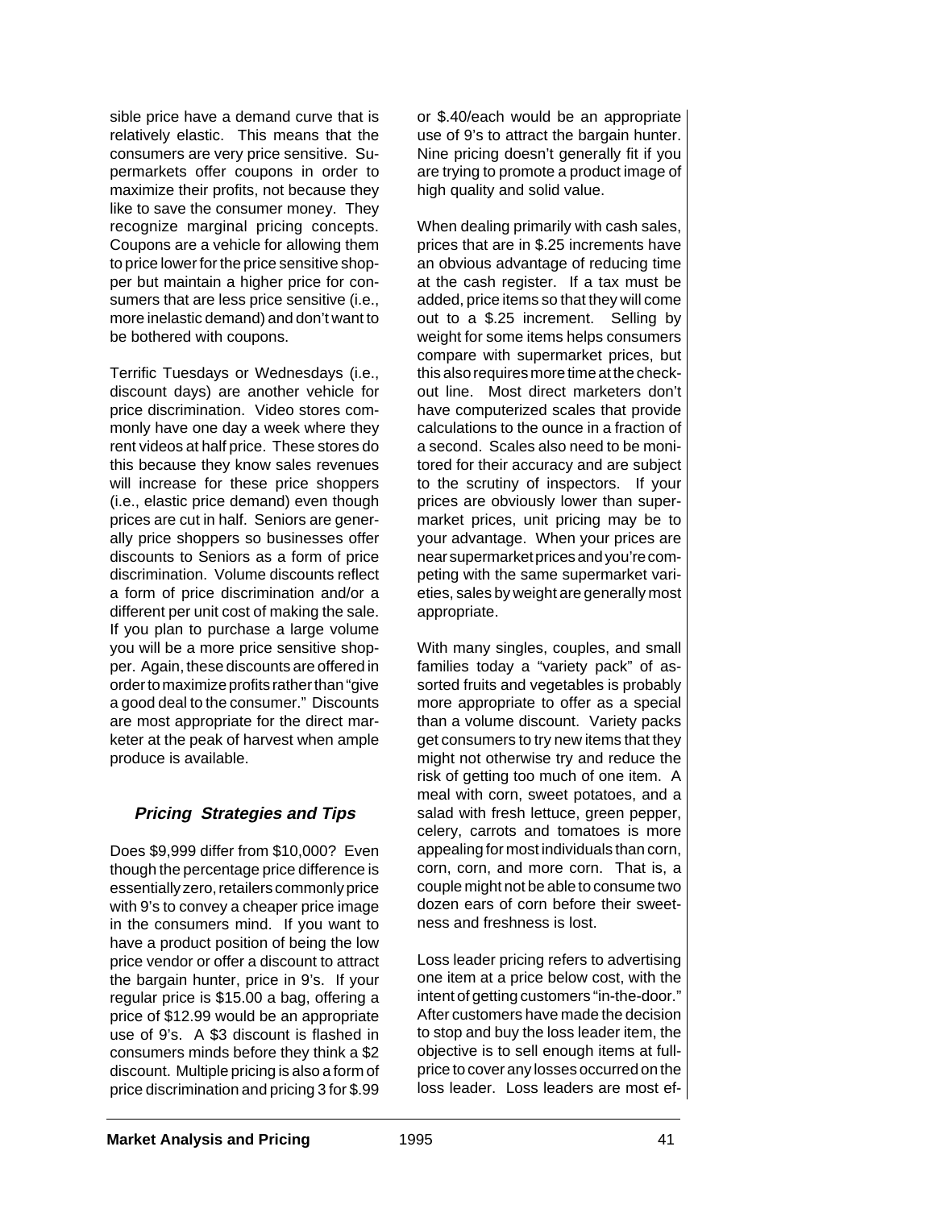sible price have a demand curve that is relatively elastic. This means that the consumers are very price sensitive. Supermarkets offer coupons in order to maximize their profits, not because they like to save the consumer money. They recognize marginal pricing concepts. Coupons are a vehicle for allowing them to price lower for the price sensitive shopper but maintain a higher price for consumers that are less price sensitive (i.e., more inelastic demand) and don't want to be bothered with coupons.

Terrific Tuesdays or Wednesdays (i.e., discount days) are another vehicle for price discrimination. Video stores commonly have one day a week where they rent videos at half price. These stores do this because they know sales revenues will increase for these price shoppers (i.e., elastic price demand) even though prices are cut in half. Seniors are generally price shoppers so businesses offer discounts to Seniors as a form of price discrimination. Volume discounts reflect a form of price discrimination and/or a different per unit cost of making the sale. If you plan to purchase a large volume you will be a more price sensitive shopper. Again, these discounts are offered in order to maximize profits rather than "give a good deal to the consumer." Discounts are most appropriate for the direct marketer at the peak of harvest when ample produce is available.

### *Pricing Strategies and Tips*

Does $9,999 differ from $10,000? Even though the percentage price difference is essentially zero, retailers commonly price with 9's to convey a cheaper price image in the consumers mind. If you want to have a product position of being the low price vendor or offer a discount to attract the bargain hunter, price in 9's. If your regular price is $15.00 a bag, offering a price of $12.99 would be an appropriate use of 9's. A $3 discount is flashed in consumers minds before they think a $2 discount. Multiple pricing is also a form of price discrimination and pricing 3 for $.99 or $.40/each would be an appropriate use of 9's to attract the bargain hunter. Nine pricing doesn't generally fit if you are trying to promote a product image of high quality and solid value.

When dealing primarily with cash sales, prices that are in $.25 increments have an obvious advantage of reducing time at the cash register. If a tax must be added, price items so that they will come out to a $.25 increment. Selling by weight for some items helps consumers compare with supermarket prices, but this also requires more time at the checkout line. Most direct marketers don't have computerized scales that provide calculations to the ounce in a fraction of a second. Scales also need to be monitored for their accuracy and are subject to the scrutiny of inspectors. If your prices are obviously lower than supermarket prices, unit pricing may be to your advantage. When your prices are near supermarket prices and you're competing with the same supermarket varieties, sales by weight are generally most appropriate.

With many singles, couples, and small families today a "variety pack" of assorted fruits and vegetables is probably more appropriate to offer as a special than a volume discount. Variety packs get consumers to try new items that they might not otherwise try and reduce the risk of getting too much of one item. A meal with corn, sweet potatoes, and a salad with fresh lettuce, green pepper, celery, carrots and tomatoes is more appealing for most individuals than corn, corn, corn, and more corn. That is, a couple might not be able to consume two dozen ears of corn before their sweetness and freshness is lost.

Loss leader pricing refers to advertising one item at a price below cost, with the intent of getting customers "in-the-door." After customers have made the decision to stop and buy the loss leader item, the objective is to sell enough items at full-price to cover any losses occurred on the loss leader. Loss leaders are most ef-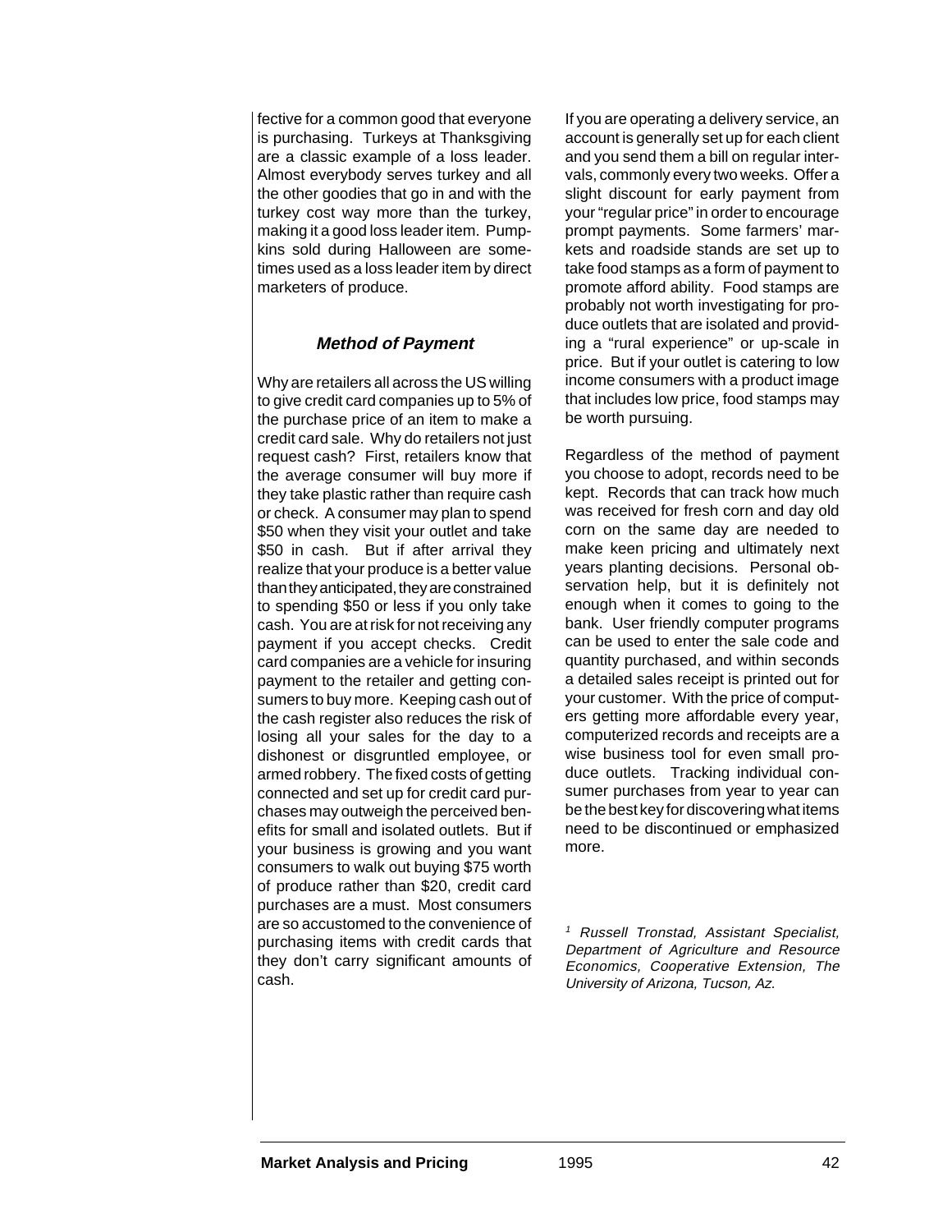fective for a common good that everyone is purchasing. Turkeys at Thanksgiving are a classic example of a loss leader. Almost everybody serves turkey and all the other goodies that go in and with the turkey cost way more than the turkey, making it a good loss leader item. Pumpkins sold during Halloween are sometimes used as a loss leader item by direct marketers of produce.

### *Method of Payment*

Why are retailers all across the US willing to give credit card companies up to 5% of the purchase price of an item to make a credit card sale. Why do retailers not just request cash? First, retailers know that the average consumer will buy more if they take plastic rather than require cash or check. A consumer may plan to spend $50 when they visit your outlet and take $50 in cash. But if after arrival they realize that your produce is a better value than they anticipated, they are constrained to spending $50 or less if you only take cash. You are at risk for not receiving any payment if you accept checks. Credit card companies are a vehicle for insuring payment to the retailer and getting consumers to buy more. Keeping cash out of the cash register also reduces the risk of losing all your sales for the day to a dishonest or disgruntled employee, or armed robbery. The fixed costs of getting connected and set up for credit card purchases may outweigh the perceived benefits for small and isolated outlets. But if your business is growing and you want consumers to walk out buying $75 worth of produce rather than $20, credit card purchases are a must. Most consumers are so accustomed to the convenience of purchasing items with credit cards that they don't carry significant amounts of cash.

If you are operating a delivery service, an account is generally set up for each client and you send them a bill on regular intervals, commonly every two weeks. Offer a slight discount for early payment from your "regular price" in order to encourage prompt payments. Some farmers' markets and roadside stands are set up to take food stamps as a form of payment to promote afford ability. Food stamps are probably not worth investigating for produce outlets that are isolated and providing a "rural experience" or up-scale in price. But if your outlet is catering to low income consumers with a product image that includes low price, food stamps may be worth pursuing.

Regardless of the method of payment you choose to adopt, records need to be kept. Records that can track how much was received for fresh corn and day old corn on the same day are needed to make keen pricing and ultimately next years planting decisions. Personal observation help, but it is definitely not enough when it comes to going to the bank. User friendly computer programs can be used to enter the sale code and quantity purchased, and within seconds a detailed sales receipt is printed out for your customer. With the price of computers getting more affordable every year, computerized records and receipts are a wise business tool for even small produce outlets. Tracking individual consumer purchases from year to year can be the best key for discovering what items need to be discontinued or emphasized more.

[1] *Russell Tronstad, Assistant Specialist, Department of Agriculture and Resource Economics, Cooperative Extension, The University of Arizona, Tucson, Az.*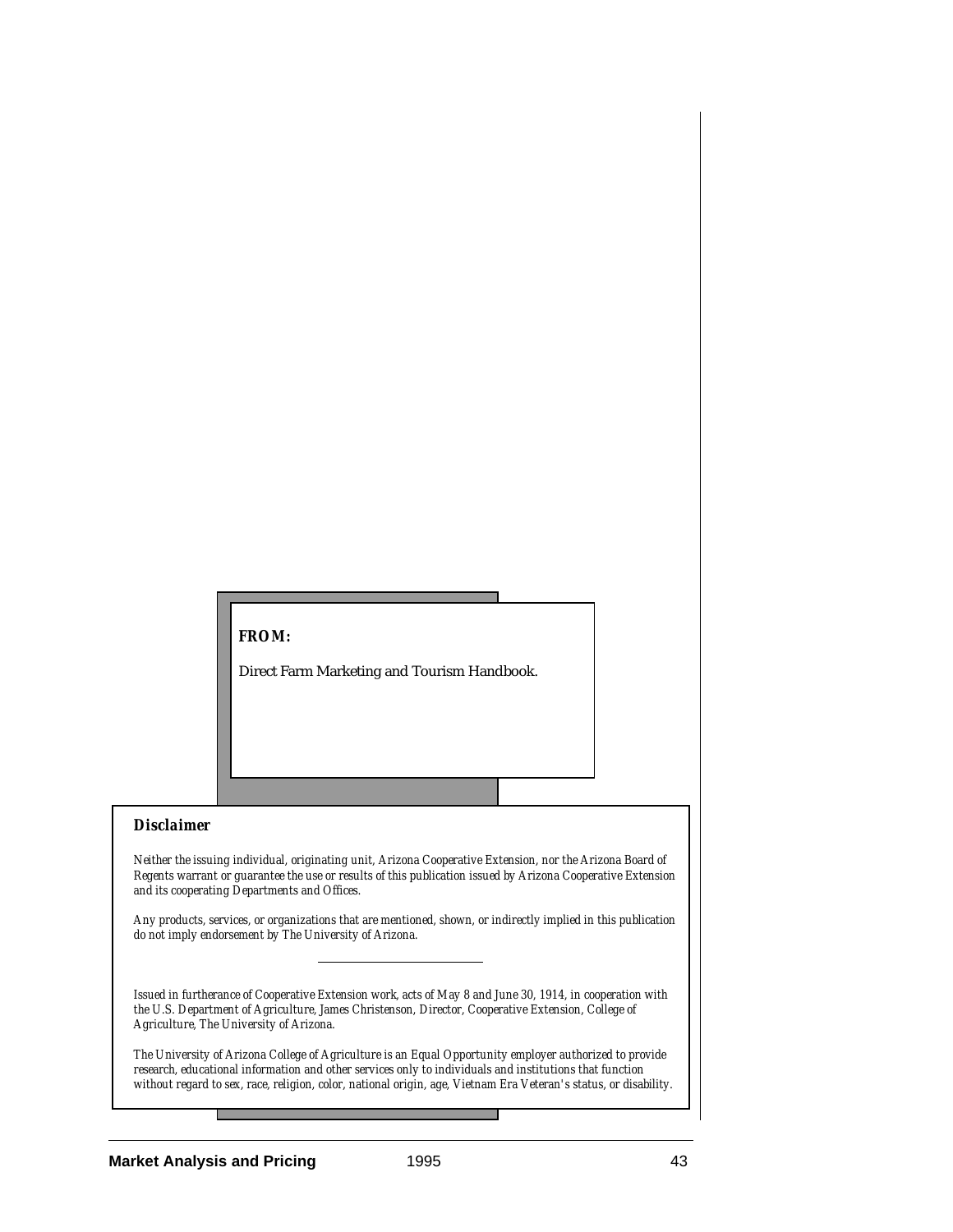**FROM:**

Direct Farm Marketing and Tourism Handbook.

### *Disclaimer*

*Neither the issuing individual, originating unit, Arizona Cooperative Extension, nor the Arizona Board of Regents warrant or guarantee the use or results of this publication issued by Arizona Cooperative Extension and its cooperating Departments and Offices.*

*Any products, services, or organizations that are mentioned, shown, or indirectly implied in this publication do not imply endorsement by The University of Arizona.*

---

*Issued in furtherance of Cooperative Extension work, acts of May 8 and June 30, 1914, in cooperation with the U.S. Department of Agriculture, James Christenson, Director, Cooperative Extension, College of Agriculture, The University of Arizona.*

*The University of Arizona College of Agriculture is an Equal Opportunity employer authorized to provide research, educational information and other services only to individuals and institutions that function without regard to sex, race, religion, color, national origin, age, Vietnam Era Veteran's status, or disability.*